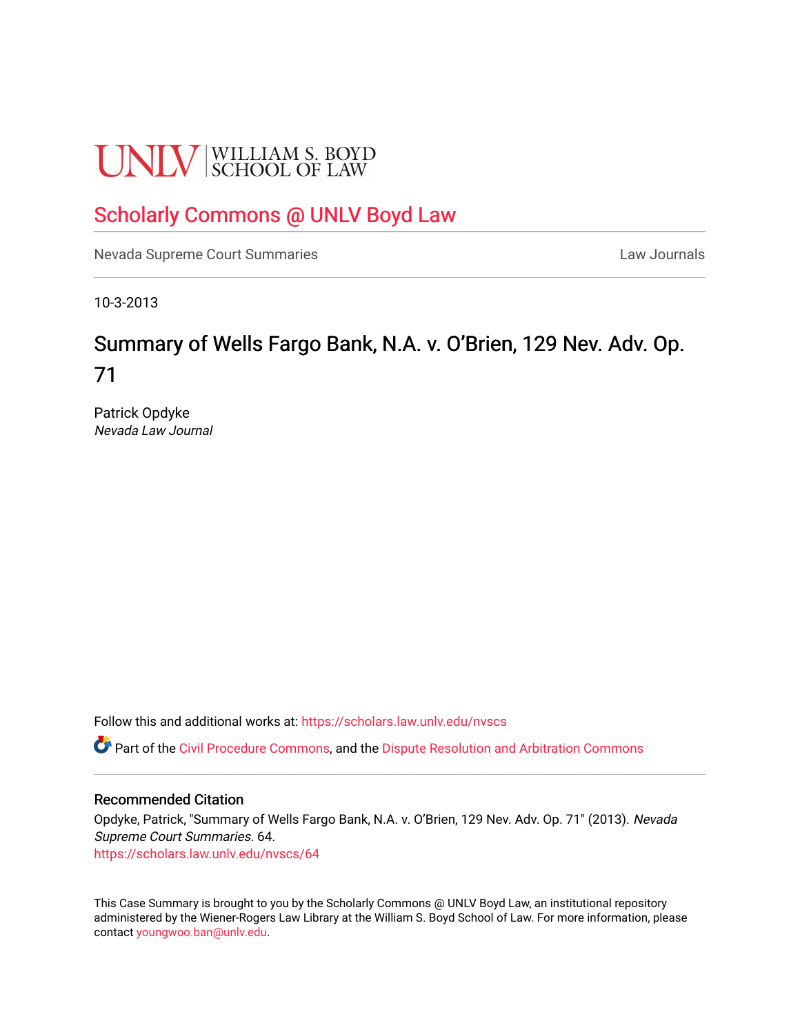UNLV | WILLIAM S. BOYD SCHOOL OF LAW

# Scholarly Commons @ UNLV Boyd Law

Nevada Supreme Court Summaries | Law Journals

10-3-2013

# Summary of Wells Fargo Bank, N.A. v. O'Brien, 129 Nev. Adv. Op. 71

Patrick Opdyke
*Nevada Law Journal*

Follow this and additional works at: https://scholars.law.unlv.edu/nvscs

Part of the Civil Procedure Commons, and the Dispute Resolution and Arbitration Commons

## Recommended Citation

Opdyke, Patrick, "Summary of Wells Fargo Bank, N.A. v. O'Brien, 129 Nev. Adv. Op. 71" (2013). *Nevada Supreme Court Summaries*. 64.
https://scholars.law.unlv.edu/nvscs/64

This Case Summary is brought to you by the Scholarly Commons @ UNLV Boyd Law, an institutional repository administered by the Wiener-Rogers Law Library at the William S. Boyd School of Law. For more information, please contact youngwoo.ban@unlv.edu.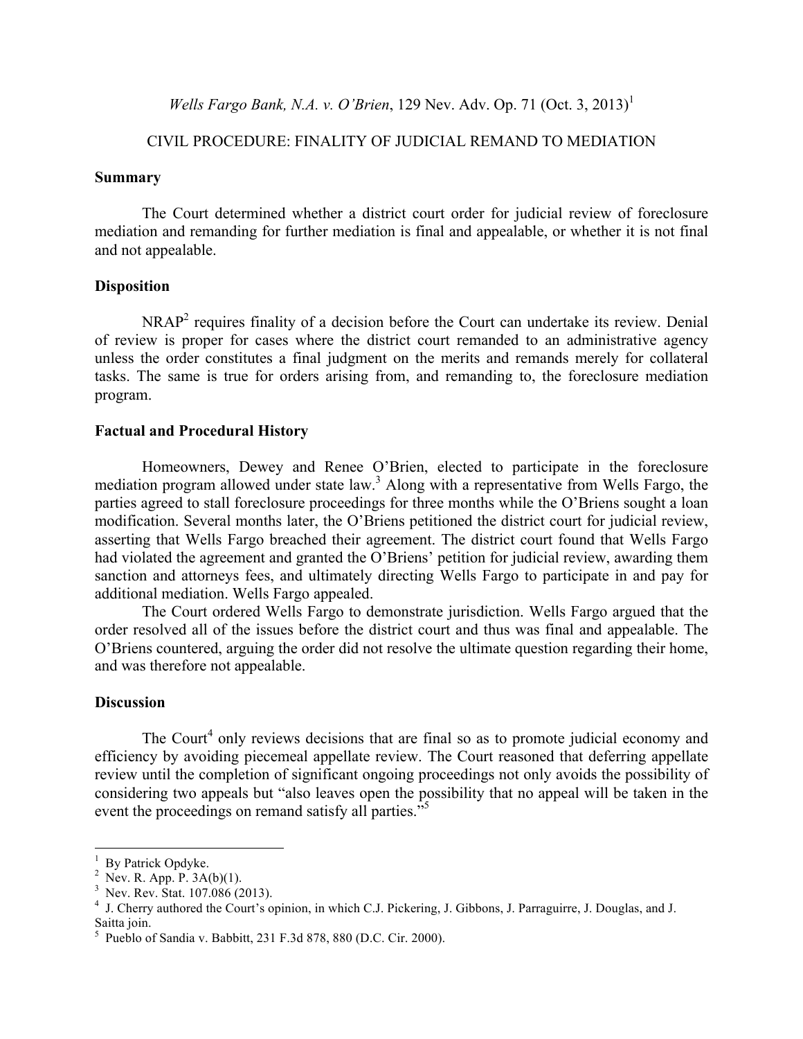*Wells Fargo Bank, N.A. v. O'Brien*, 129 Nev. Adv. Op. 71 (Oct. 3, 2013)[1]

CIVIL PROCEDURE: FINALITY OF JUDICIAL REMAND TO MEDIATION

**Summary**

The Court determined whether a district court order for judicial review of foreclosure mediation and remanding for further mediation is final and appealable, or whether it is not final and not appealable.

**Disposition**

NRAP[2] requires finality of a decision before the Court can undertake its review. Denial of review is proper for cases where the district court remanded to an administrative agency unless the order constitutes a final judgment on the merits and remands merely for collateral tasks. The same is true for orders arising from, and remanding to, the foreclosure mediation program.

**Factual and Procedural History**

Homeowners, Dewey and Renee O'Brien, elected to participate in the foreclosure mediation program allowed under state law.[3] Along with a representative from Wells Fargo, the parties agreed to stall foreclosure proceedings for three months while the O'Briens sought a loan modification. Several months later, the O'Briens petitioned the district court for judicial review, asserting that Wells Fargo breached their agreement. The district court found that Wells Fargo had violated the agreement and granted the O'Briens' petition for judicial review, awarding them sanction and attorneys fees, and ultimately directing Wells Fargo to participate in and pay for additional mediation. Wells Fargo appealed.

The Court ordered Wells Fargo to demonstrate jurisdiction. Wells Fargo argued that the order resolved all of the issues before the district court and thus was final and appealable. The O'Briens countered, arguing the order did not resolve the ultimate question regarding their home, and was therefore not appealable.

**Discussion**

The Court[4] only reviews decisions that are final so as to promote judicial economy and efficiency by avoiding piecemeal appellate review. The Court reasoned that deferring appellate review until the completion of significant ongoing proceedings not only avoids the possibility of considering two appeals but "also leaves open the possibility that no appeal will be taken in the event the proceedings on remand satisfy all parties."[5]

---

[1] By Patrick Opdyke.
[2] Nev. R. App. P. 3A(b)(1).
[3] Nev. Rev. Stat. 107.086 (2013).
[4] J. Cherry authored the Court's opinion, in which C.J. Pickering, J. Gibbons, J. Parraguirre, J. Douglas, and J. Saitta join.
[5] Pueblo of Sandia v. Babbitt, 231 F.3d 878, 880 (D.C. Cir. 2000).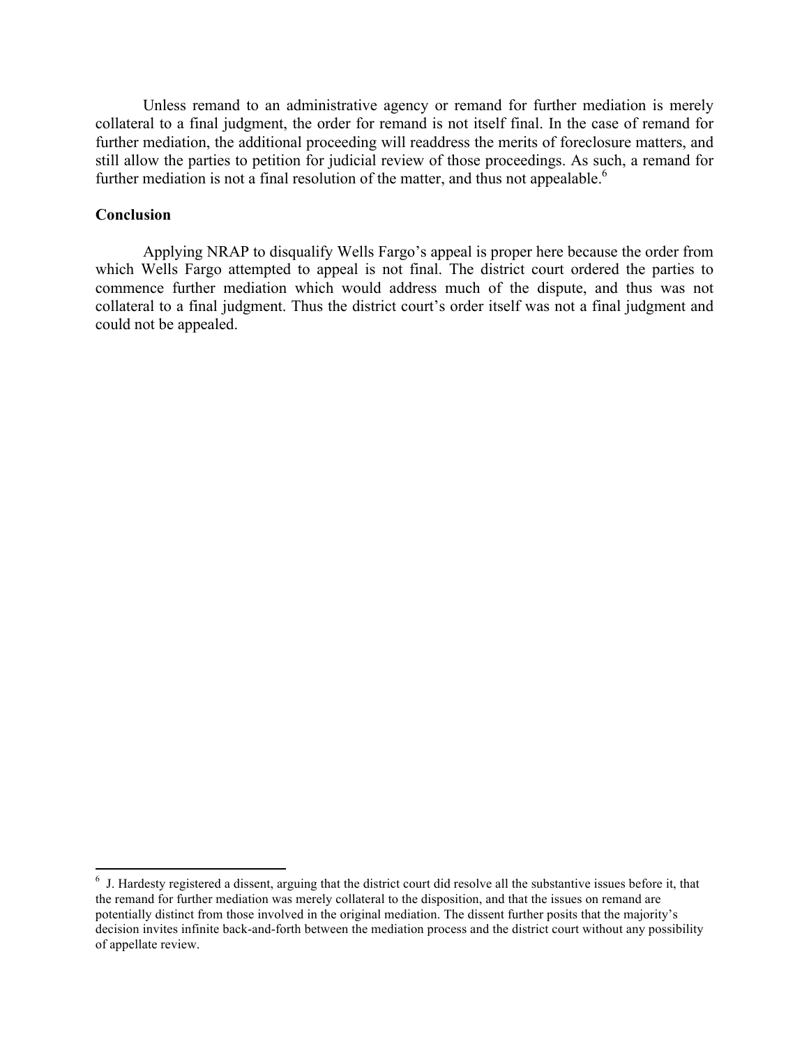Unless remand to an administrative agency or remand for further mediation is merely collateral to a final judgment, the order for remand is not itself final. In the case of remand for further mediation, the additional proceeding will readdress the merits of foreclosure matters, and still allow the parties to petition for judicial review of those proceedings. As such, a remand for further mediation is not a final resolution of the matter, and thus not appealable.[6]

**Conclusion**

Applying NRAP to disqualify Wells Fargo's appeal is proper here because the order from which Wells Fargo attempted to appeal is not final. The district court ordered the parties to commence further mediation which would address much of the dispute, and thus was not collateral to a final judgment. Thus the district court's order itself was not a final judgment and could not be appealed.

---

[6] J. Hardesty registered a dissent, arguing that the district court did resolve all the substantive issues before it, that the remand for further mediation was merely collateral to the disposition, and that the issues on remand are potentially distinct from those involved in the original mediation. The dissent further posits that the majority's decision invites infinite back-and-forth between the mediation process and the district court without any possibility of appellate review.